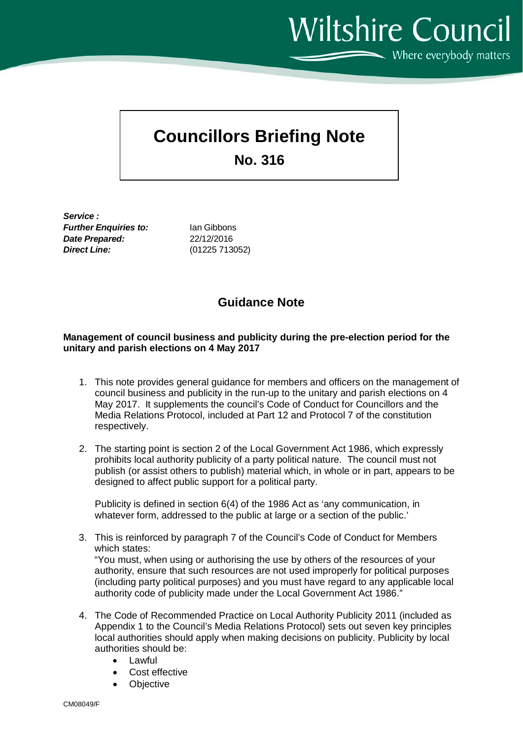Wiltshire Council

Where everybody matters

# Councillors Briefing Note

## No. 316

***Service :***
***Further Enquiries to:*** Ian Gibbons
***Date Prepared:*** 22/12/2016
***Direct Line:*** (01225 713052)

## Guidance Note

**Management of council business and publicity during the pre-election period for the unitary and parish elections on 4 May 2017**

1. This note provides general guidance for members and officers on the management of council business and publicity in the run-up to the unitary and parish elections on 4 May 2017. It supplements the council's Code of Conduct for Councillors and the Media Relations Protocol, included at Part 12 and Protocol 7 of the constitution respectively.

2. The starting point is section 2 of the Local Government Act 1986, which expressly prohibits local authority publicity of a party political nature. The council must not publish (or assist others to publish) material which, in whole or in part, appears to be designed to affect public support for a political party.

   Publicity is defined in section 6(4) of the 1986 Act as 'any communication, in whatever form, addressed to the public at large or a section of the public.'

3. This is reinforced by paragraph 7 of the Council's Code of Conduct for Members which states:
   "You must, when using or authorising the use by others of the resources of your authority, ensure that such resources are not used improperly for political purposes (including party political purposes) and you must have regard to any applicable local authority code of publicity made under the Local Government Act 1986."

4. The Code of Recommended Practice on Local Authority Publicity 2011 (included as Appendix 1 to the Council's Media Relations Protocol) sets out seven key principles local authorities should apply when making decisions on publicity. Publicity by local authorities should be:
   - Lawful
   - Cost effective
   - Objective

CM08049/F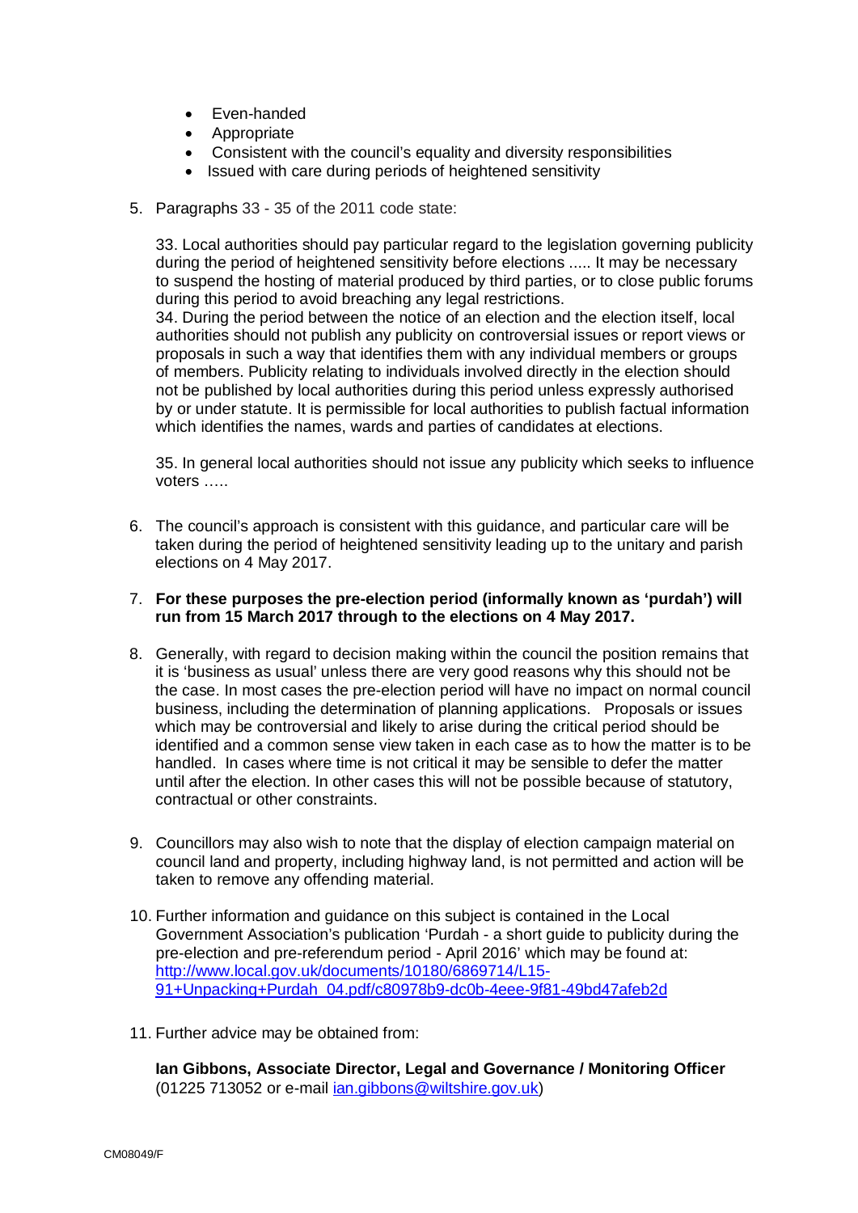- Even-handed
- Appropriate
- Consistent with the council's equality and diversity responsibilities
- Issued with care during periods of heightened sensitivity

5. Paragraphs 33 - 35 of the 2011 code state:

   33. Local authorities should pay particular regard to the legislation governing publicity during the period of heightened sensitivity before elections ..... It may be necessary to suspend the hosting of material produced by third parties, or to close public forums during this period to avoid breaching any legal restrictions.
   34. During the period between the notice of an election and the election itself, local authorities should not publish any publicity on controversial issues or report views or proposals in such a way that identifies them with any individual members or groups of members. Publicity relating to individuals involved directly in the election should not be published by local authorities during this period unless expressly authorised by or under statute. It is permissible for local authorities to publish factual information which identifies the names, wards and parties of candidates at elections.

   35. In general local authorities should not issue any publicity which seeks to influence voters …..

6. The council's approach is consistent with this guidance, and particular care will be taken during the period of heightened sensitivity leading up to the unitary and parish elections on 4 May 2017.

7. **For these purposes the pre-election period (informally known as 'purdah') will run from 15 March 2017 through to the elections on 4 May 2017.**

8. Generally, with regard to decision making within the council the position remains that it is 'business as usual' unless there are very good reasons why this should not be the case. In most cases the pre-election period will have no impact on normal council business, including the determination of planning applications. Proposals or issues which may be controversial and likely to arise during the critical period should be identified and a common sense view taken in each case as to how the matter is to be handled. In cases where time is not critical it may be sensible to defer the matter until after the election. In other cases this will not be possible because of statutory, contractual or other constraints.

9. Councillors may also wish to note that the display of election campaign material on council land and property, including highway land, is not permitted and action will be taken to remove any offending material.

10. Further information and guidance on this subject is contained in the Local Government Association's publication 'Purdah - a short guide to publicity during the pre-election and pre-referendum period - April 2016' which may be found at: [http://www.local.gov.uk/documents/10180/6869714/L15-91+Unpacking+Purdah_04.pdf/c80978b9-dc0b-4eee-9f81-49bd47afeb2d](http://www.local.gov.uk/documents/10180/6869714/L15-91+Unpacking+Purdah_04.pdf/c80978b9-dc0b-4eee-9f81-49bd47afeb2d)

11. Further advice may be obtained from:

    **Ian Gibbons, Associate Director, Legal and Governance / Monitoring Officer**
    (01225 713052 or e-mail [ian.gibbons@wiltshire.gov.uk](mailto:ian.gibbons@wiltshire.gov.uk))

CM08049/F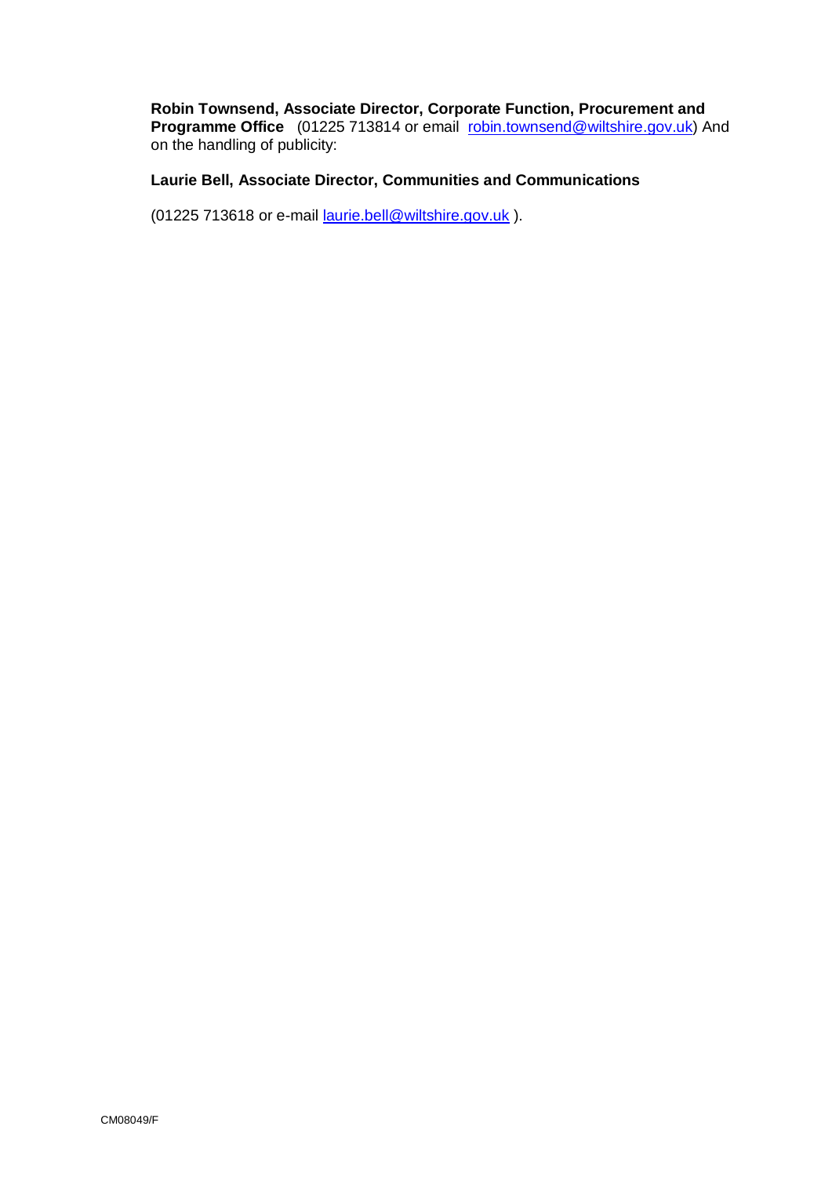**Robin Townsend, Associate Director, Corporate Function, Procurement and Programme Office** (01225 713814 or email robin.townsend@wiltshire.gov.uk) And on the handling of publicity:

**Laurie Bell, Associate Director, Communities and Communications**

(01225 713618 or e-mail laurie.bell@wiltshire.gov.uk ).

CM08049/F